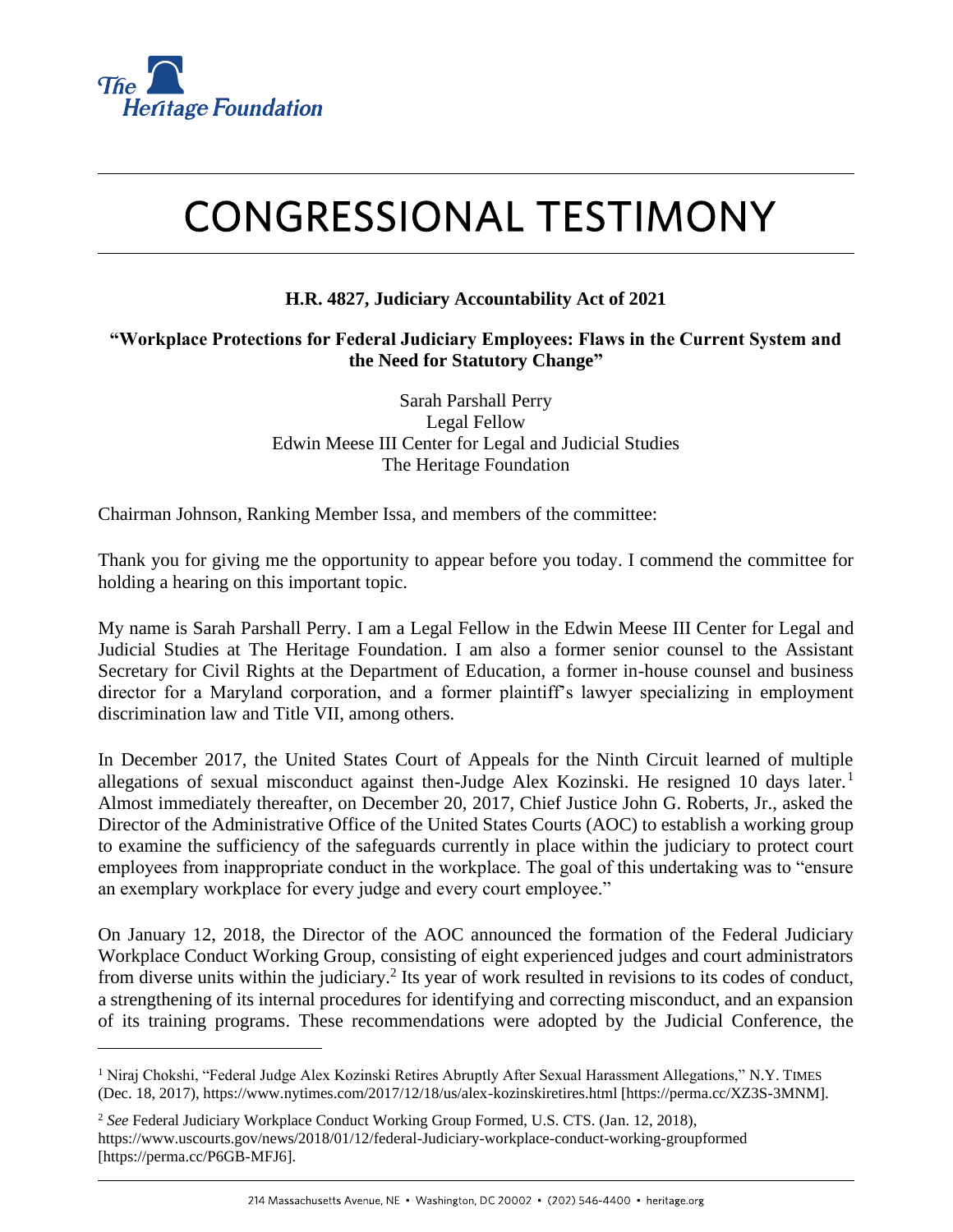# CONGRESSIONAL TESTIMONY

**H.R. 4827, Judiciary Accountability Act of 2021**

**"Workplace Protections for Federal Judiciary Employees: Flaws in the Current System and the Need for Statutory Change"**

Sarah Parshall Perry
Legal Fellow
Edwin Meese III Center for Legal and Judicial Studies
The Heritage Foundation

Chairman Johnson, Ranking Member Issa, and members of the committee:

Thank you for giving me the opportunity to appear before you today. I commend the committee for holding a hearing on this important topic.

My name is Sarah Parshall Perry. I am a Legal Fellow in the Edwin Meese III Center for Legal and Judicial Studies at The Heritage Foundation. I am also a former senior counsel to the Assistant Secretary for Civil Rights at the Department of Education, a former in-house counsel and business director for a Maryland corporation, and a former plaintiff's lawyer specializing in employment discrimination law and Title VII, among others.

In December 2017, the United States Court of Appeals for the Ninth Circuit learned of multiple allegations of sexual misconduct against then-Judge Alex Kozinski. He resigned 10 days later.[1] Almost immediately thereafter, on December 20, 2017, Chief Justice John G. Roberts, Jr., asked the Director of the Administrative Office of the United States Courts (AOC) to establish a working group to examine the sufficiency of the safeguards currently in place within the judiciary to protect court employees from inappropriate conduct in the workplace. The goal of this undertaking was to "ensure an exemplary workplace for every judge and every court employee."

On January 12, 2018, the Director of the AOC announced the formation of the Federal Judiciary Workplace Conduct Working Group, consisting of eight experienced judges and court administrators from diverse units within the judiciary.[2] Its year of work resulted in revisions to its codes of conduct, a strengthening of its internal procedures for identifying and correcting misconduct, and an expansion of its training programs. These recommendations were adopted by the Judicial Conference, the

---

[1] Niraj Chokshi, "Federal Judge Alex Kozinski Retires Abruptly After Sexual Harassment Allegations," N.Y. TIMES (Dec. 18, 2017), https://www.nytimes.com/2017/12/18/us/alex-kozinskiretires.html [https://perma.cc/XZ3S-3MNM].

[2] *See* Federal Judiciary Workplace Conduct Working Group Formed, U.S. CTS. (Jan. 12, 2018), https://www.uscourts.gov/news/2018/01/12/federal-Judiciary-workplace-conduct-working-groupformed [https://perma.cc/P6GB-MFJ6].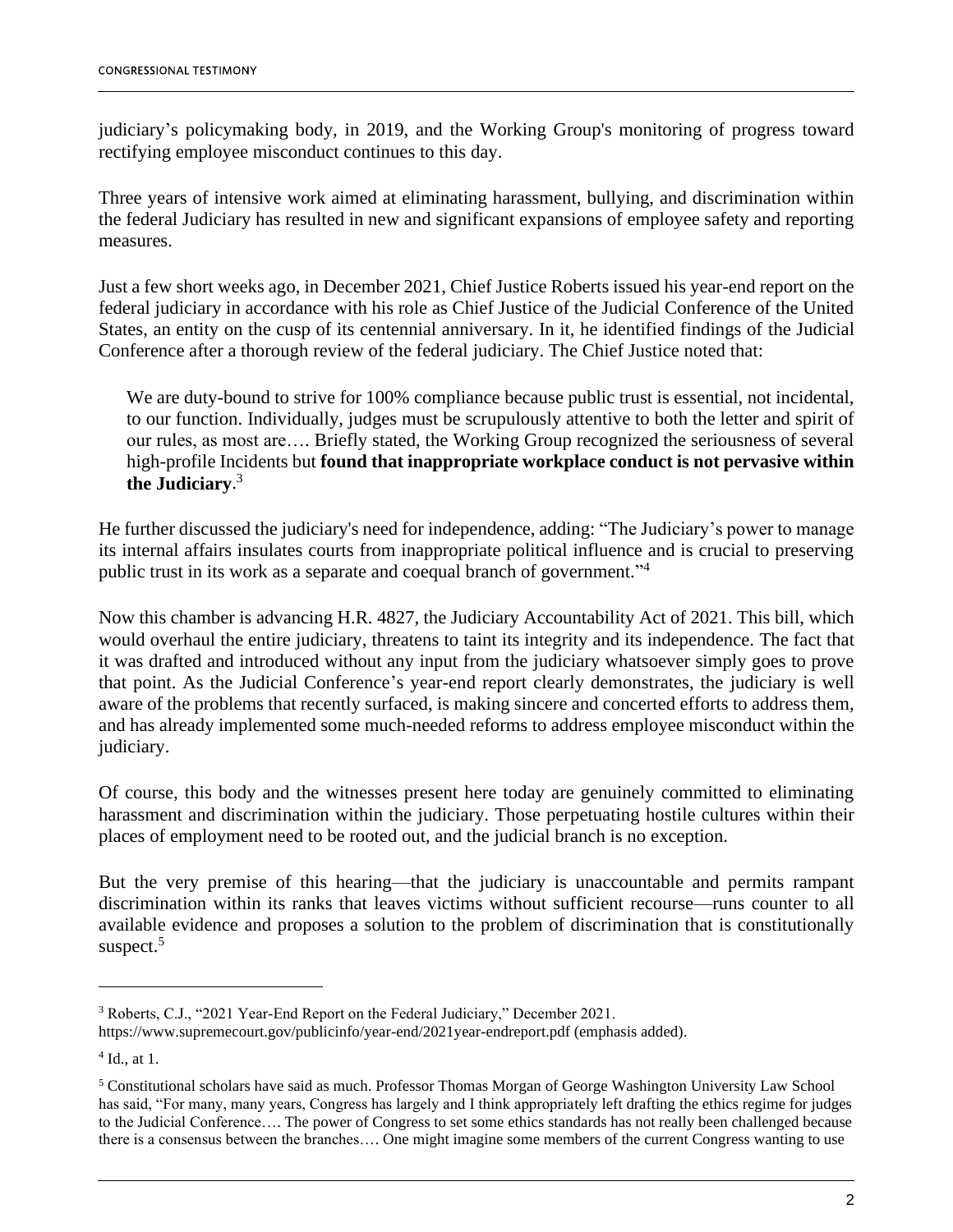judiciary's policymaking body, in 2019, and the Working Group's monitoring of progress toward rectifying employee misconduct continues to this day.

Three years of intensive work aimed at eliminating harassment, bullying, and discrimination within the federal Judiciary has resulted in new and significant expansions of employee safety and reporting measures.

Just a few short weeks ago, in December 2021, Chief Justice Roberts issued his year-end report on the federal judiciary in accordance with his role as Chief Justice of the Judicial Conference of the United States, an entity on the cusp of its centennial anniversary. In it, he identified findings of the Judicial Conference after a thorough review of the federal judiciary. The Chief Justice noted that:

> We are duty-bound to strive for 100% compliance because public trust is essential, not incidental, to our function. Individually, judges must be scrupulously attentive to both the letter and spirit of our rules, as most are…. Briefly stated, the Working Group recognized the seriousness of several high-profile Incidents but **found that inappropriate workplace conduct is not pervasive within the Judiciary**.[3]

He further discussed the judiciary's need for independence, adding: "The Judiciary's power to manage its internal affairs insulates courts from inappropriate political influence and is crucial to preserving public trust in its work as a separate and coequal branch of government."[4]

Now this chamber is advancing H.R. 4827, the Judiciary Accountability Act of 2021. This bill, which would overhaul the entire judiciary, threatens to taint its integrity and its independence. The fact that it was drafted and introduced without any input from the judiciary whatsoever simply goes to prove that point. As the Judicial Conference's year-end report clearly demonstrates, the judiciary is well aware of the problems that recently surfaced, is making sincere and concerted efforts to address them, and has already implemented some much-needed reforms to address employee misconduct within the judiciary.

Of course, this body and the witnesses present here today are genuinely committed to eliminating harassment and discrimination within the judiciary. Those perpetuating hostile cultures within their places of employment need to be rooted out, and the judicial branch is no exception.

But the very premise of this hearing—that the judiciary is unaccountable and permits rampant discrimination within its ranks that leaves victims without sufficient recourse—runs counter to all available evidence and proposes a solution to the problem of discrimination that is constitutionally suspect.[5]

---

[3] Roberts, C.J., "2021 Year-End Report on the Federal Judiciary," December 2021. https://www.supremecourt.gov/publicinfo/year-end/2021year-endreport.pdf (emphasis added).

[4] Id., at 1.

[5] Constitutional scholars have said as much. Professor Thomas Morgan of George Washington University Law School has said, "For many, many years, Congress has largely and I think appropriately left drafting the ethics regime for judges to the Judicial Conference…. The power of Congress to set some ethics standards has not really been challenged because there is a consensus between the branches…. One might imagine some members of the current Congress wanting to use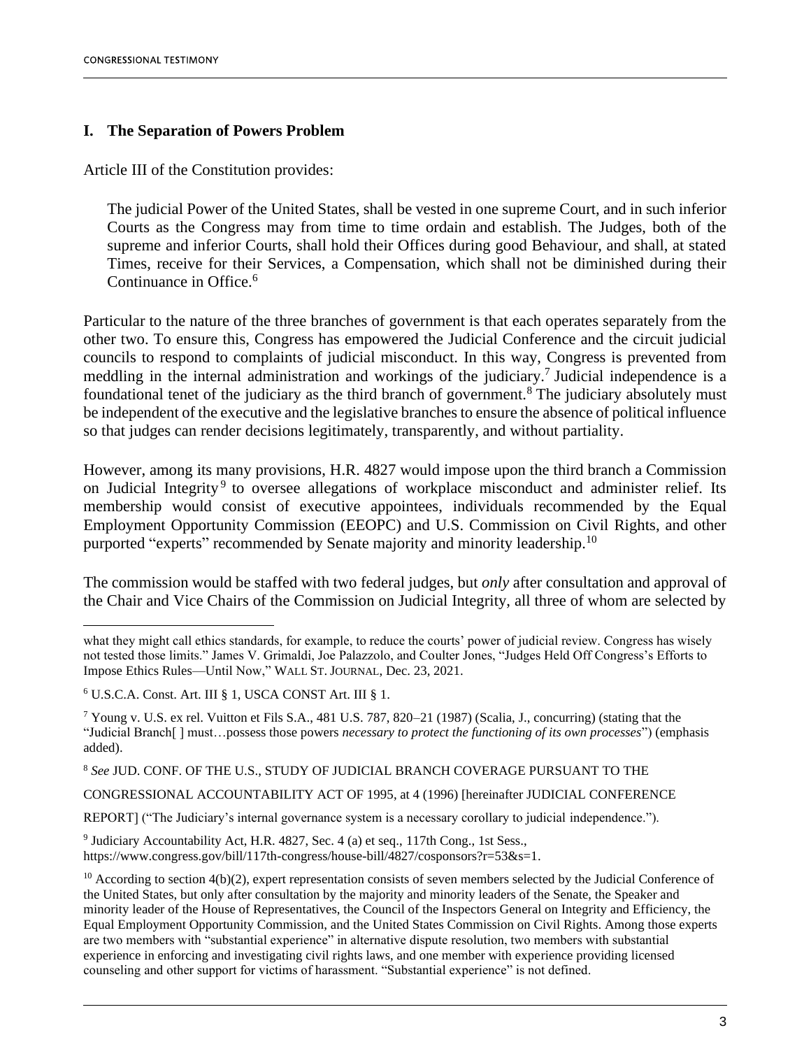## I. The Separation of Powers Problem

Article III of the Constitution provides:

> The judicial Power of the United States, shall be vested in one supreme Court, and in such inferior Courts as the Congress may from time to time ordain and establish. The Judges, both of the supreme and inferior Courts, shall hold their Offices during good Behaviour, and shall, at stated Times, receive for their Services, a Compensation, which shall not be diminished during their Continuance in Office.[6]

Particular to the nature of the three branches of government is that each operates separately from the other two. To ensure this, Congress has empowered the Judicial Conference and the circuit judicial councils to respond to complaints of judicial misconduct. In this way, Congress is prevented from meddling in the internal administration and workings of the judiciary.[7] Judicial independence is a foundational tenet of the judiciary as the third branch of government.[8] The judiciary absolutely must be independent of the executive and the legislative branches to ensure the absence of political influence so that judges can render decisions legitimately, transparently, and without partiality.

However, among its many provisions, H.R. 4827 would impose upon the third branch a Commission on Judicial Integrity[9] to oversee allegations of workplace misconduct and administer relief. Its membership would consist of executive appointees, individuals recommended by the Equal Employment Opportunity Commission (EEOPC) and U.S. Commission on Civil Rights, and other purported "experts" recommended by Senate majority and minority leadership.[10]

The commission would be staffed with two federal judges, but *only* after consultation and approval of the Chair and Vice Chairs of the Commission on Judicial Integrity, all three of whom are selected by

---

what they might call ethics standards, for example, to reduce the courts' power of judicial review. Congress has wisely not tested those limits." James V. Grimaldi, Joe Palazzolo, and Coulter Jones, "Judges Held Off Congress's Efforts to Impose Ethics Rules—Until Now," WALL ST. JOURNAL, Dec. 23, 2021.

[6] U.S.C.A. Const. Art. III § 1, USCA CONST Art. III § 1.

[7] Young v. U.S. ex rel. Vuitton et Fils S.A., 481 U.S. 787, 820–21 (1987) (Scalia, J., concurring) (stating that the "Judicial Branch[ ] must…possess those powers *necessary to protect the functioning of its own processes*") (emphasis added).

[8] *See* JUD. CONF. OF THE U.S., STUDY OF JUDICIAL BRANCH COVERAGE PURSUANT TO THE CONGRESSIONAL ACCOUNTABILITY ACT OF 1995, at 4 (1996) [hereinafter JUDICIAL CONFERENCE REPORT] ("The Judiciary's internal governance system is a necessary corollary to judicial independence.").

[9] Judiciary Accountability Act, H.R. 4827, Sec. 4 (a) et seq., 117th Cong., 1st Sess., https://www.congress.gov/bill/117th-congress/house-bill/4827/cosponsors?r=53&s=1.

[10] According to section 4(b)(2), expert representation consists of seven members selected by the Judicial Conference of the United States, but only after consultation by the majority and minority leaders of the Senate, the Speaker and minority leader of the House of Representatives, the Council of the Inspectors General on Integrity and Efficiency, the Equal Employment Opportunity Commission, and the United States Commission on Civil Rights. Among those experts are two members with "substantial experience" in alternative dispute resolution, two members with substantial experience in enforcing and investigating civil rights laws, and one member with experience providing licensed counseling and other support for victims of harassment. "Substantial experience" is not defined.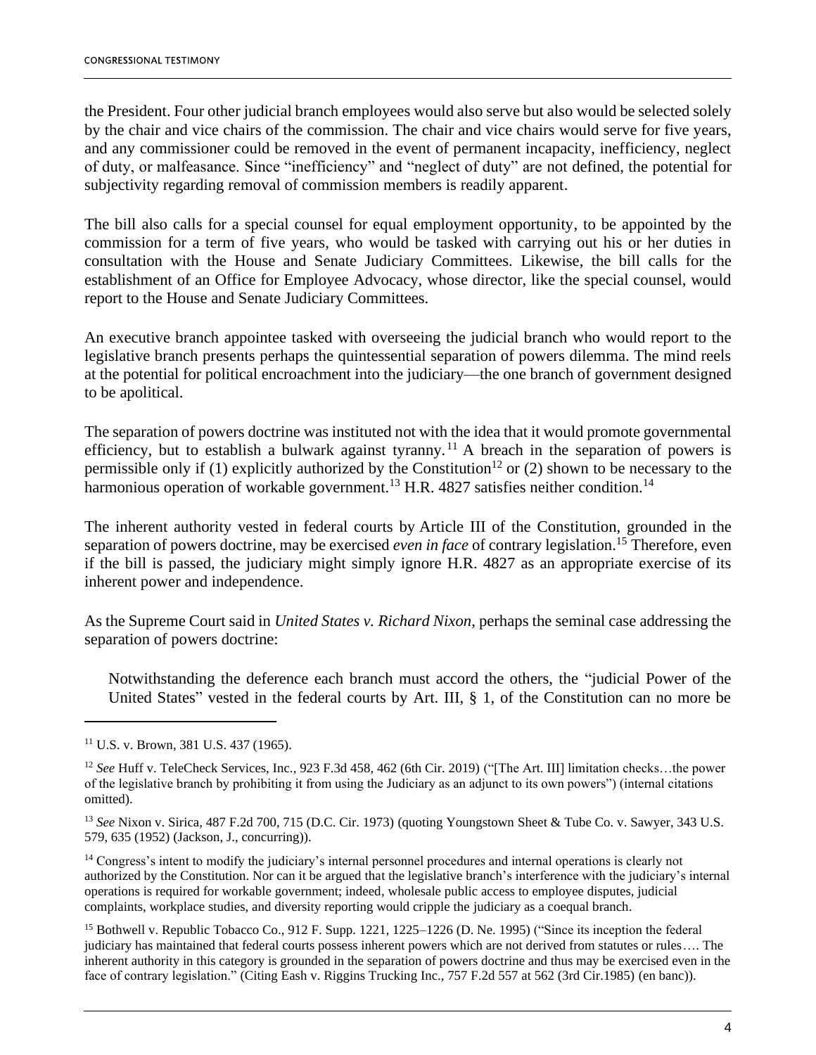the President. Four other judicial branch employees would also serve but also would be selected solely by the chair and vice chairs of the commission. The chair and vice chairs would serve for five years, and any commissioner could be removed in the event of permanent incapacity, inefficiency, neglect of duty, or malfeasance. Since "inefficiency" and "neglect of duty" are not defined, the potential for subjectivity regarding removal of commission members is readily apparent.

The bill also calls for a special counsel for equal employment opportunity, to be appointed by the commission for a term of five years, who would be tasked with carrying out his or her duties in consultation with the House and Senate Judiciary Committees. Likewise, the bill calls for the establishment of an Office for Employee Advocacy, whose director, like the special counsel, would report to the House and Senate Judiciary Committees.

An executive branch appointee tasked with overseeing the judicial branch who would report to the legislative branch presents perhaps the quintessential separation of powers dilemma. The mind reels at the potential for political encroachment into the judiciary—the one branch of government designed to be apolitical.

The separation of powers doctrine was instituted not with the idea that it would promote governmental efficiency, but to establish a bulwark against tyranny.[11] A breach in the separation of powers is permissible only if (1) explicitly authorized by the Constitution[12] or (2) shown to be necessary to the harmonious operation of workable government.[13] H.R. 4827 satisfies neither condition.[14]

The inherent authority vested in federal courts by Article III of the Constitution, grounded in the separation of powers doctrine, may be exercised *even in face* of contrary legislation.[15] Therefore, even if the bill is passed, the judiciary might simply ignore H.R. 4827 as an appropriate exercise of its inherent power and independence.

As the Supreme Court said in *United States v. Richard Nixon*, perhaps the seminal case addressing the separation of powers doctrine:

> Notwithstanding the deference each branch must accord the others, the "judicial Power of the United States" vested in the federal courts by Art. III, § 1, of the Constitution can no more be

---

[11] U.S. v. Brown, 381 U.S. 437 (1965).

[12] *See* Huff v. TeleCheck Services, Inc., 923 F.3d 458, 462 (6th Cir. 2019) ("[The Art. III] limitation checks…the power of the legislative branch by prohibiting it from using the Judiciary as an adjunct to its own powers") (internal citations omitted).

[13] *See* Nixon v. Sirica, 487 F.2d 700, 715 (D.C. Cir. 1973) (quoting Youngstown Sheet & Tube Co. v. Sawyer, 343 U.S. 579, 635 (1952) (Jackson, J., concurring)).

[14] Congress's intent to modify the judiciary's internal personnel procedures and internal operations is clearly not authorized by the Constitution. Nor can it be argued that the legislative branch's interference with the judiciary's internal operations is required for workable government; indeed, wholesale public access to employee disputes, judicial complaints, workplace studies, and diversity reporting would cripple the judiciary as a coequal branch.

[15] Bothwell v. Republic Tobacco Co., 912 F. Supp. 1221, 1225–1226 (D. Ne. 1995) ("Since its inception the federal judiciary has maintained that federal courts possess inherent powers which are not derived from statutes or rules…. The inherent authority in this category is grounded in the separation of powers doctrine and thus may be exercised even in the face of contrary legislation." (Citing Eash v. Riggins Trucking Inc., 757 F.2d 557 at 562 (3rd Cir.1985) (en banc)).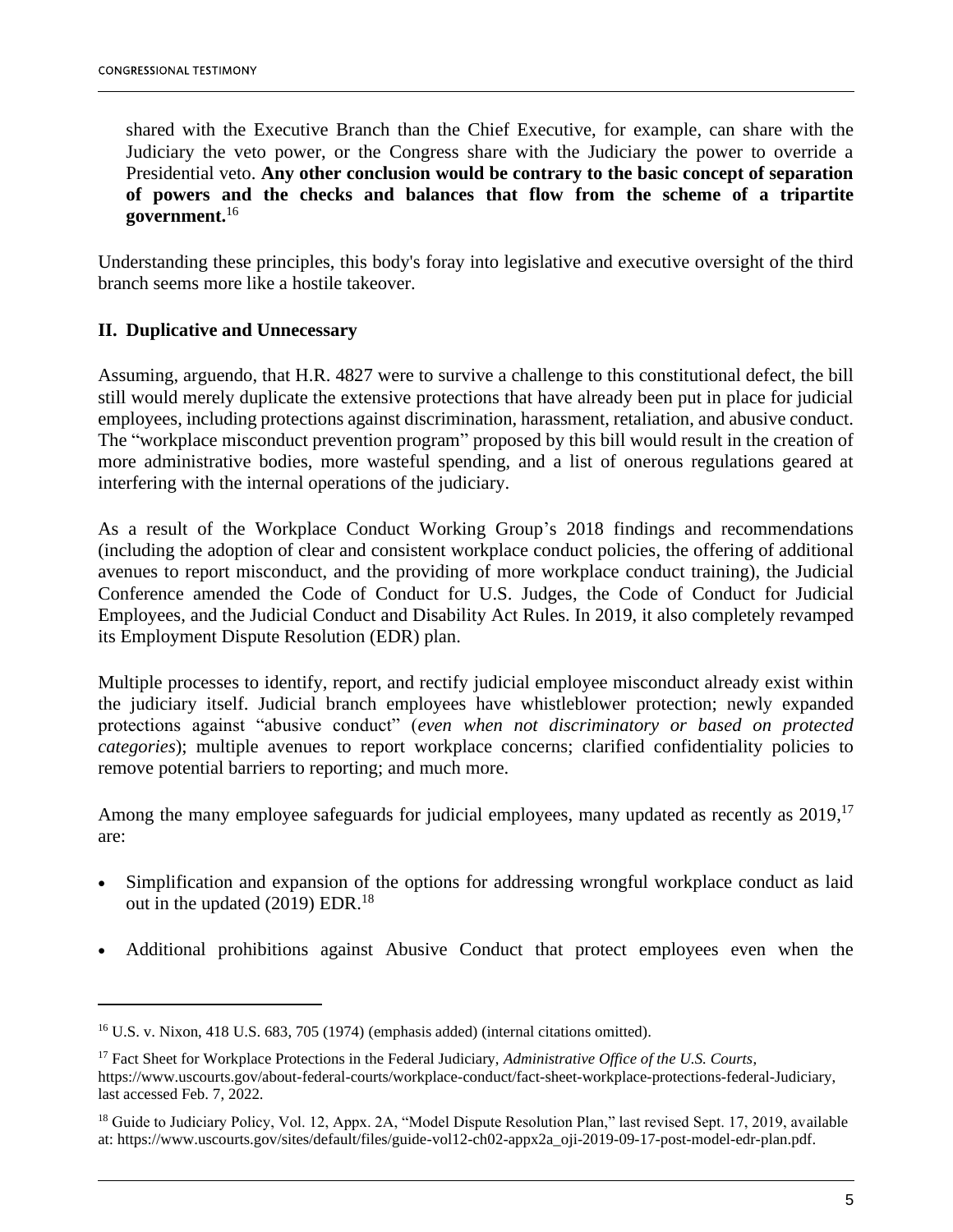> shared with the Executive Branch than the Chief Executive, for example, can share with the Judiciary the veto power, or the Congress share with the Judiciary the power to override a Presidential veto. **Any other conclusion would be contrary to the basic concept of separation of powers and the checks and balances that flow from the scheme of a tripartite government.**[16]

Understanding these principles, this body's foray into legislative and executive oversight of the third branch seems more like a hostile takeover.

### II. Duplicative and Unnecessary

Assuming, arguendo, that H.R. 4827 were to survive a challenge to this constitutional defect, the bill still would merely duplicate the extensive protections that have already been put in place for judicial employees, including protections against discrimination, harassment, retaliation, and abusive conduct. The "workplace misconduct prevention program" proposed by this bill would result in the creation of more administrative bodies, more wasteful spending, and a list of onerous regulations geared at interfering with the internal operations of the judiciary.

As a result of the Workplace Conduct Working Group's 2018 findings and recommendations (including the adoption of clear and consistent workplace conduct policies, the offering of additional avenues to report misconduct, and the providing of more workplace conduct training), the Judicial Conference amended the Code of Conduct for U.S. Judges, the Code of Conduct for Judicial Employees, and the Judicial Conduct and Disability Act Rules. In 2019, it also completely revamped its Employment Dispute Resolution (EDR) plan.

Multiple processes to identify, report, and rectify judicial employee misconduct already exist within the judiciary itself. Judicial branch employees have whistleblower protection; newly expanded protections against "abusive conduct" (*even when not discriminatory or based on protected categories*); multiple avenues to report workplace concerns; clarified confidentiality policies to remove potential barriers to reporting; and much more.

Among the many employee safeguards for judicial employees, many updated as recently as 2019,[17] are:

- Simplification and expansion of the options for addressing wrongful workplace conduct as laid out in the updated (2019) EDR.[18]
- Additional prohibitions against Abusive Conduct that protect employees even when the

---

[16] U.S. v. Nixon, 418 U.S. 683, 705 (1974) (emphasis added) (internal citations omitted).

[17] Fact Sheet for Workplace Protections in the Federal Judiciary, *Administrative Office of the U.S. Courts*, https://www.uscourts.gov/about-federal-courts/workplace-conduct/fact-sheet-workplace-protections-federal-Judiciary, last accessed Feb. 7, 2022.

[18] Guide to Judiciary Policy, Vol. 12, Appx. 2A, "Model Dispute Resolution Plan," last revised Sept. 17, 2019, available at: https://www.uscourts.gov/sites/default/files/guide-vol12-ch02-appx2a_oji-2019-09-17-post-model-edr-plan.pdf.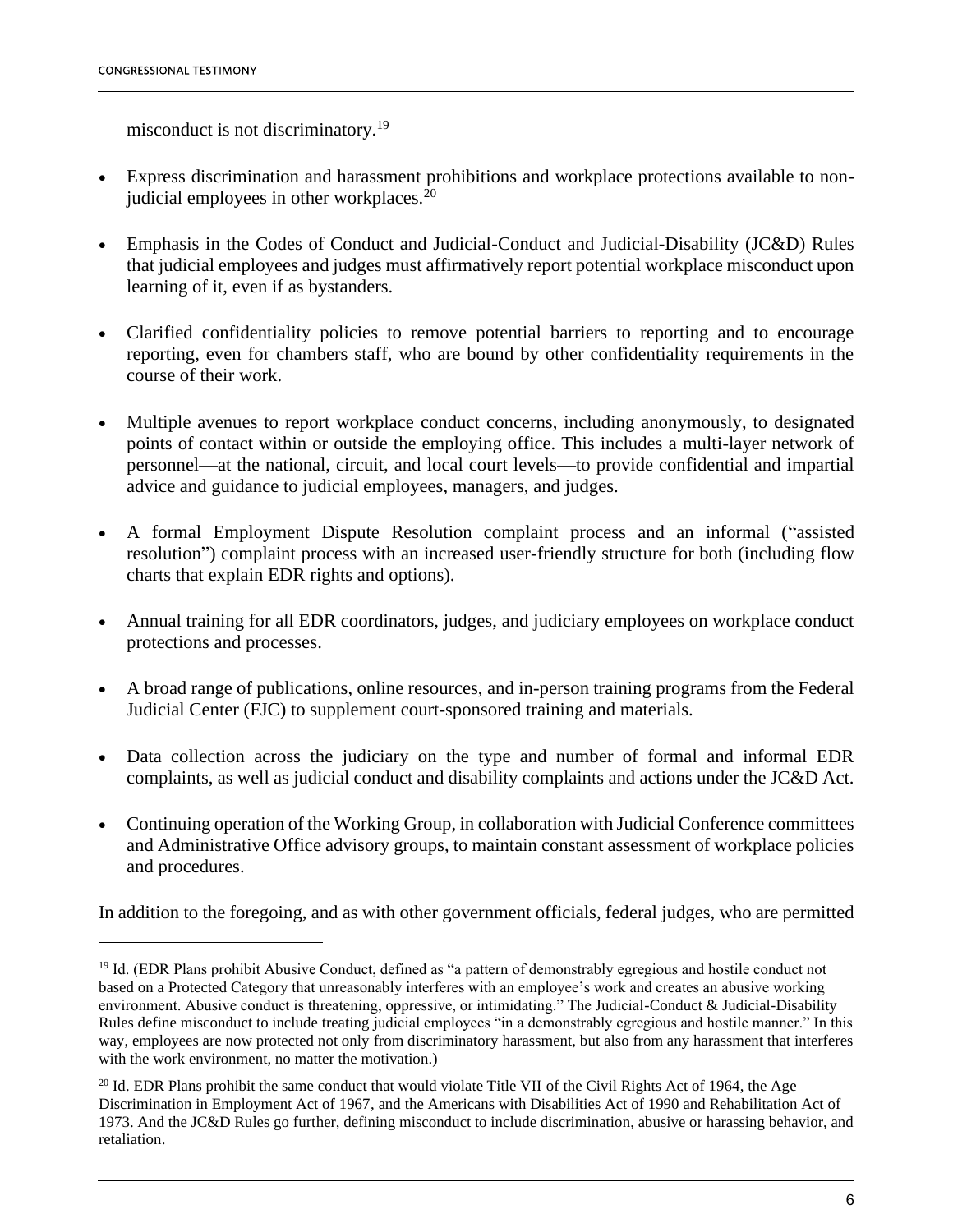misconduct is not discriminatory.[19]

- Express discrimination and harassment prohibitions and workplace protections available to non-judicial employees in other workplaces.[20]

- Emphasis in the Codes of Conduct and Judicial-Conduct and Judicial-Disability (JC&D) Rules that judicial employees and judges must affirmatively report potential workplace misconduct upon learning of it, even if as bystanders.

- Clarified confidentiality policies to remove potential barriers to reporting and to encourage reporting, even for chambers staff, who are bound by other confidentiality requirements in the course of their work.

- Multiple avenues to report workplace conduct concerns, including anonymously, to designated points of contact within or outside the employing office. This includes a multi-layer network of personnel—at the national, circuit, and local court levels—to provide confidential and impartial advice and guidance to judicial employees, managers, and judges.

- A formal Employment Dispute Resolution complaint process and an informal ("assisted resolution") complaint process with an increased user-friendly structure for both (including flow charts that explain EDR rights and options).

- Annual training for all EDR coordinators, judges, and judiciary employees on workplace conduct protections and processes.

- A broad range of publications, online resources, and in-person training programs from the Federal Judicial Center (FJC) to supplement court-sponsored training and materials.

- Data collection across the judiciary on the type and number of formal and informal EDR complaints, as well as judicial conduct and disability complaints and actions under the JC&D Act.

- Continuing operation of the Working Group, in collaboration with Judicial Conference committees and Administrative Office advisory groups, to maintain constant assessment of workplace policies and procedures.

In addition to the foregoing, and as with other government officials, federal judges, who are permitted

---

[19] Id. (EDR Plans prohibit Abusive Conduct, defined as "a pattern of demonstrably egregious and hostile conduct not based on a Protected Category that unreasonably interferes with an employee's work and creates an abusive working environment. Abusive conduct is threatening, oppressive, or intimidating." The Judicial-Conduct & Judicial-Disability Rules define misconduct to include treating judicial employees "in a demonstrably egregious and hostile manner." In this way, employees are now protected not only from discriminatory harassment, but also from any harassment that interferes with the work environment, no matter the motivation.)

[20] Id. EDR Plans prohibit the same conduct that would violate Title VII of the Civil Rights Act of 1964, the Age Discrimination in Employment Act of 1967, and the Americans with Disabilities Act of 1990 and Rehabilitation Act of 1973. And the JC&D Rules go further, defining misconduct to include discrimination, abusive or harassing behavior, and retaliation.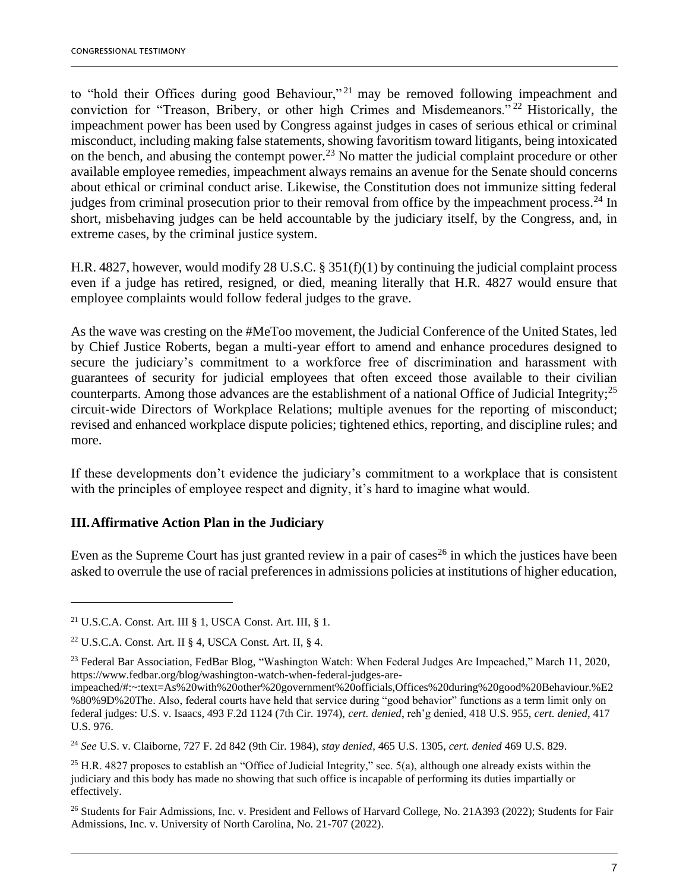to "hold their Offices during good Behaviour,"[21] may be removed following impeachment and conviction for "Treason, Bribery, or other high Crimes and Misdemeanors."[22] Historically, the impeachment power has been used by Congress against judges in cases of serious ethical or criminal misconduct, including making false statements, showing favoritism toward litigants, being intoxicated on the bench, and abusing the contempt power.[23] No matter the judicial complaint procedure or other available employee remedies, impeachment always remains an avenue for the Senate should concerns about ethical or criminal conduct arise. Likewise, the Constitution does not immunize sitting federal judges from criminal prosecution prior to their removal from office by the impeachment process.[24] In short, misbehaving judges can be held accountable by the judiciary itself, by the Congress, and, in extreme cases, by the criminal justice system.

H.R. 4827, however, would modify 28 U.S.C. § 351(f)(1) by continuing the judicial complaint process even if a judge has retired, resigned, or died, meaning literally that H.R. 4827 would ensure that employee complaints would follow federal judges to the grave.

As the wave was cresting on the #MeToo movement, the Judicial Conference of the United States, led by Chief Justice Roberts, began a multi-year effort to amend and enhance procedures designed to secure the judiciary's commitment to a workforce free of discrimination and harassment with guarantees of security for judicial employees that often exceed those available to their civilian counterparts. Among those advances are the establishment of a national Office of Judicial Integrity;[25] circuit-wide Directors of Workplace Relations; multiple avenues for the reporting of misconduct; revised and enhanced workplace dispute policies; tightened ethics, reporting, and discipline rules; and more.

If these developments don't evidence the judiciary's commitment to a workplace that is consistent with the principles of employee respect and dignity, it's hard to imagine what would.

### III. Affirmative Action Plan in the Judiciary

Even as the Supreme Court has just granted review in a pair of cases[26] in which the justices have been asked to overrule the use of racial preferences in admissions policies at institutions of higher education,

---

[21] U.S.C.A. Const. Art. III § 1, USCA Const. Art. III, § 1.

[22] U.S.C.A. Const. Art. II § 4, USCA Const. Art. II, § 4.

[23] Federal Bar Association, FedBar Blog, "Washington Watch: When Federal Judges Are Impeached," March 11, 2020, https://www.fedbar.org/blog/washington-watch-when-federal-judges-are-impeached/#:~:text=As%20with%20other%20government%20officials,Offices%20during%20good%20Behaviour.%E2%80%9D%20The. Also, federal courts have held that service during "good behavior" functions as a term limit only on federal judges: U.S. v. Isaacs, 493 F.2d 1124 (7th Cir. 1974), *cert. denied*, reh'g denied, 418 U.S. 955, *cert. denied*, 417 U.S. 976.

[24] *See* U.S. v. Claiborne, 727 F. 2d 842 (9th Cir. 1984), *stay denied*, 465 U.S. 1305, *cert. denied* 469 U.S. 829.

[25] H.R. 4827 proposes to establish an "Office of Judicial Integrity," sec. 5(a), although one already exists within the judiciary and this body has made no showing that such office is incapable of performing its duties impartially or effectively.

[26] Students for Fair Admissions, Inc. v. President and Fellows of Harvard College, No. 21A393 (2022); Students for Fair Admissions, Inc. v. University of North Carolina, No. 21-707 (2022).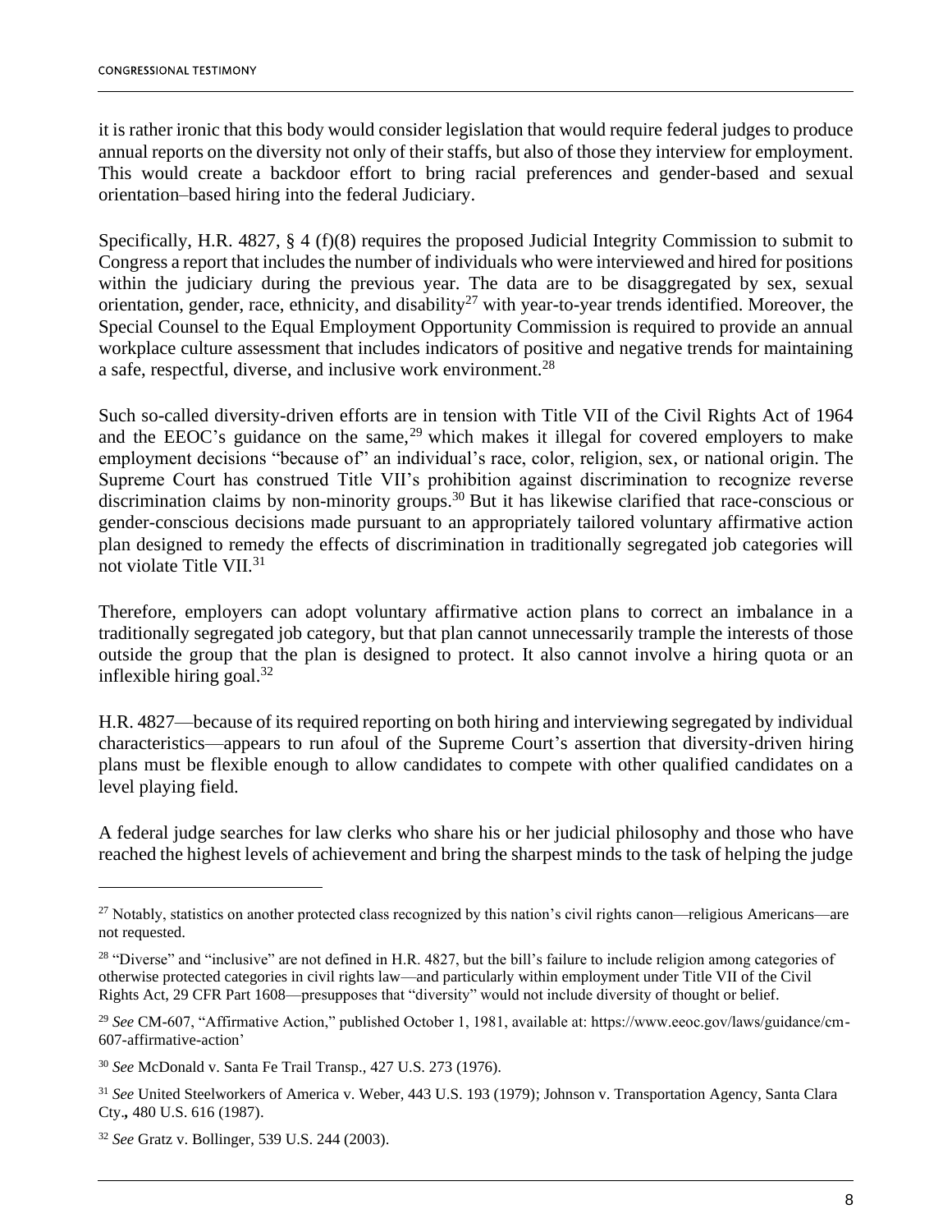it is rather ironic that this body would consider legislation that would require federal judges to produce annual reports on the diversity not only of their staffs, but also of those they interview for employment. This would create a backdoor effort to bring racial preferences and gender-based and sexual orientation–based hiring into the federal Judiciary.

Specifically, H.R. 4827, § 4 (f)(8) requires the proposed Judicial Integrity Commission to submit to Congress a report that includes the number of individuals who were interviewed and hired for positions within the judiciary during the previous year. The data are to be disaggregated by sex, sexual orientation, gender, race, ethnicity, and disability[27] with year-to-year trends identified. Moreover, the Special Counsel to the Equal Employment Opportunity Commission is required to provide an annual workplace culture assessment that includes indicators of positive and negative trends for maintaining a safe, respectful, diverse, and inclusive work environment.[28]

Such so-called diversity-driven efforts are in tension with Title VII of the Civil Rights Act of 1964 and the EEOC's guidance on the same,[29] which makes it illegal for covered employers to make employment decisions "because of" an individual's race, color, religion, sex, or national origin. The Supreme Court has construed Title VII's prohibition against discrimination to recognize reverse discrimination claims by non-minority groups.[30] But it has likewise clarified that race-conscious or gender-conscious decisions made pursuant to an appropriately tailored voluntary affirmative action plan designed to remedy the effects of discrimination in traditionally segregated job categories will not violate Title VII.[31]

Therefore, employers can adopt voluntary affirmative action plans to correct an imbalance in a traditionally segregated job category, but that plan cannot unnecessarily trample the interests of those outside the group that the plan is designed to protect. It also cannot involve a hiring quota or an inflexible hiring goal.[32]

H.R. 4827—because of its required reporting on both hiring and interviewing segregated by individual characteristics—appears to run afoul of the Supreme Court's assertion that diversity-driven hiring plans must be flexible enough to allow candidates to compete with other qualified candidates on a level playing field.

A federal judge searches for law clerks who share his or her judicial philosophy and those who have reached the highest levels of achievement and bring the sharpest minds to the task of helping the judge

---

[27] Notably, statistics on another protected class recognized by this nation's civil rights canon—religious Americans—are not requested.

[28] "Diverse" and "inclusive" are not defined in H.R. 4827, but the bill's failure to include religion among categories of otherwise protected categories in civil rights law—and particularly within employment under Title VII of the Civil Rights Act, 29 CFR Part 1608—presupposes that "diversity" would not include diversity of thought or belief.

[29] *See* CM-607, "Affirmative Action," published October 1, 1981, available at: https://www.eeoc.gov/laws/guidance/cm-607-affirmative-action'

[30] *See* McDonald v. Santa Fe Trail Transp., 427 U.S. 273 (1976).

[31] *See* United Steelworkers of America v. Weber, 443 U.S. 193 (1979); Johnson v. Transportation Agency, Santa Clara Cty., 480 U.S. 616 (1987).

[32] *See* Gratz v. Bollinger, 539 U.S. 244 (2003).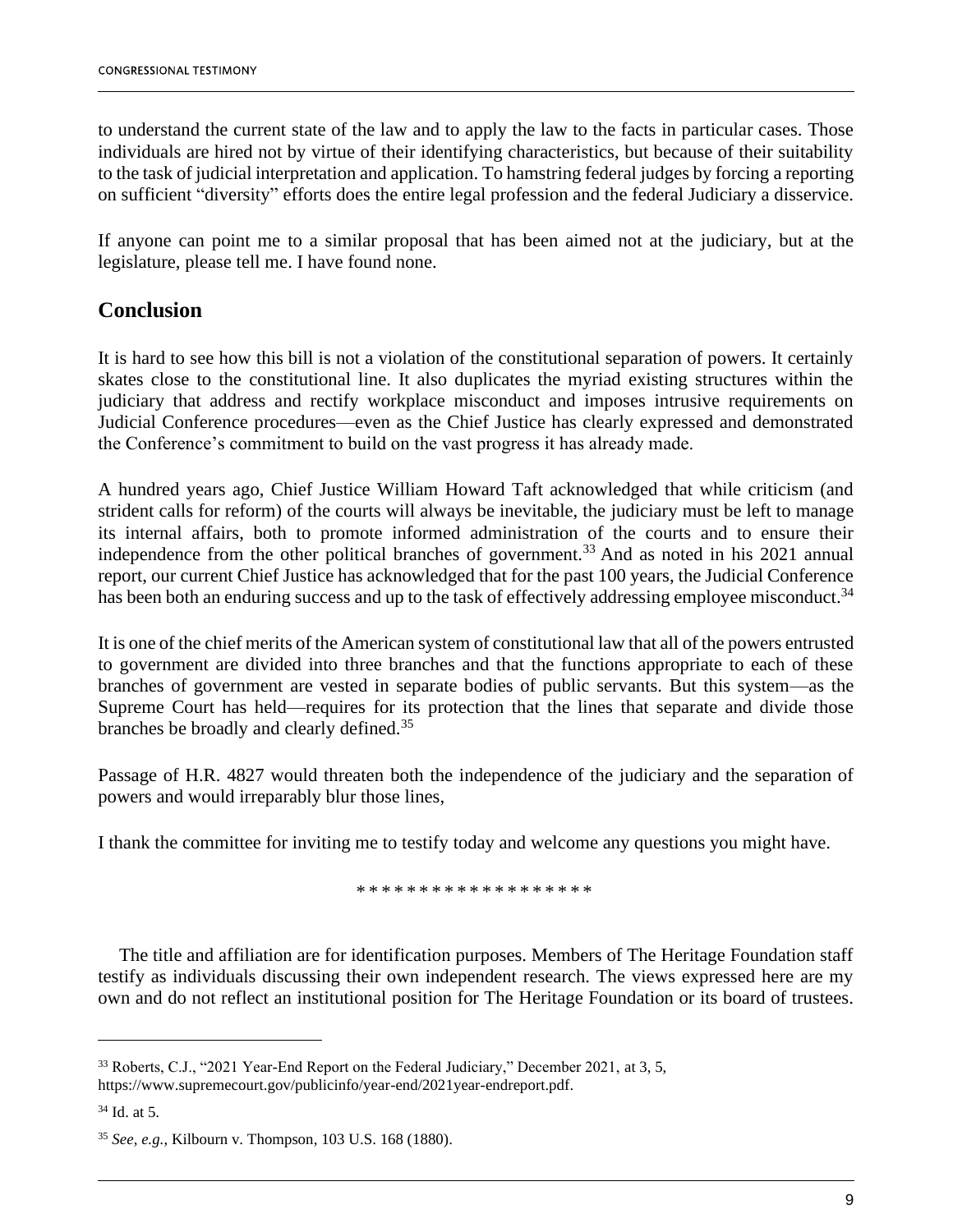to understand the current state of the law and to apply the law to the facts in particular cases. Those individuals are hired not by virtue of their identifying characteristics, but because of their suitability to the task of judicial interpretation and application. To hamstring federal judges by forcing a reporting on sufficient "diversity" efforts does the entire legal profession and the federal Judiciary a disservice.

If anyone can point me to a similar proposal that has been aimed not at the judiciary, but at the legislature, please tell me. I have found none.

## Conclusion

It is hard to see how this bill is not a violation of the constitutional separation of powers. It certainly skates close to the constitutional line. It also duplicates the myriad existing structures within the judiciary that address and rectify workplace misconduct and imposes intrusive requirements on Judicial Conference procedures—even as the Chief Justice has clearly expressed and demonstrated the Conference's commitment to build on the vast progress it has already made.

A hundred years ago, Chief Justice William Howard Taft acknowledged that while criticism (and strident calls for reform) of the courts will always be inevitable, the judiciary must be left to manage its internal affairs, both to promote informed administration of the courts and to ensure their independence from the other political branches of government.[33] And as noted in his 2021 annual report, our current Chief Justice has acknowledged that for the past 100 years, the Judicial Conference has been both an enduring success and up to the task of effectively addressing employee misconduct.[34]

It is one of the chief merits of the American system of constitutional law that all of the powers entrusted to government are divided into three branches and that the functions appropriate to each of these branches of government are vested in separate bodies of public servants. But this system—as the Supreme Court has held—requires for its protection that the lines that separate and divide those branches be broadly and clearly defined.[35]

Passage of H.R. 4827 would threaten both the independence of the judiciary and the separation of powers and would irreparably blur those lines,

I thank the committee for inviting me to testify today and welcome any questions you might have.

\* \* \* \* \* \* \* \* \* \* \* \* \* \* \* \* \* \* \*

The title and affiliation are for identification purposes. Members of The Heritage Foundation staff testify as individuals discussing their own independent research. The views expressed here are my own and do not reflect an institutional position for The Heritage Foundation or its board of trustees.

---

[33] Roberts, C.J., "2021 Year-End Report on the Federal Judiciary," December 2021, at 3, 5, https://www.supremecourt.gov/publicinfo/year-end/2021year-endreport.pdf.

[34] Id. at 5.

[35] *See, e.g.*, Kilbourn v. Thompson, 103 U.S. 168 (1880).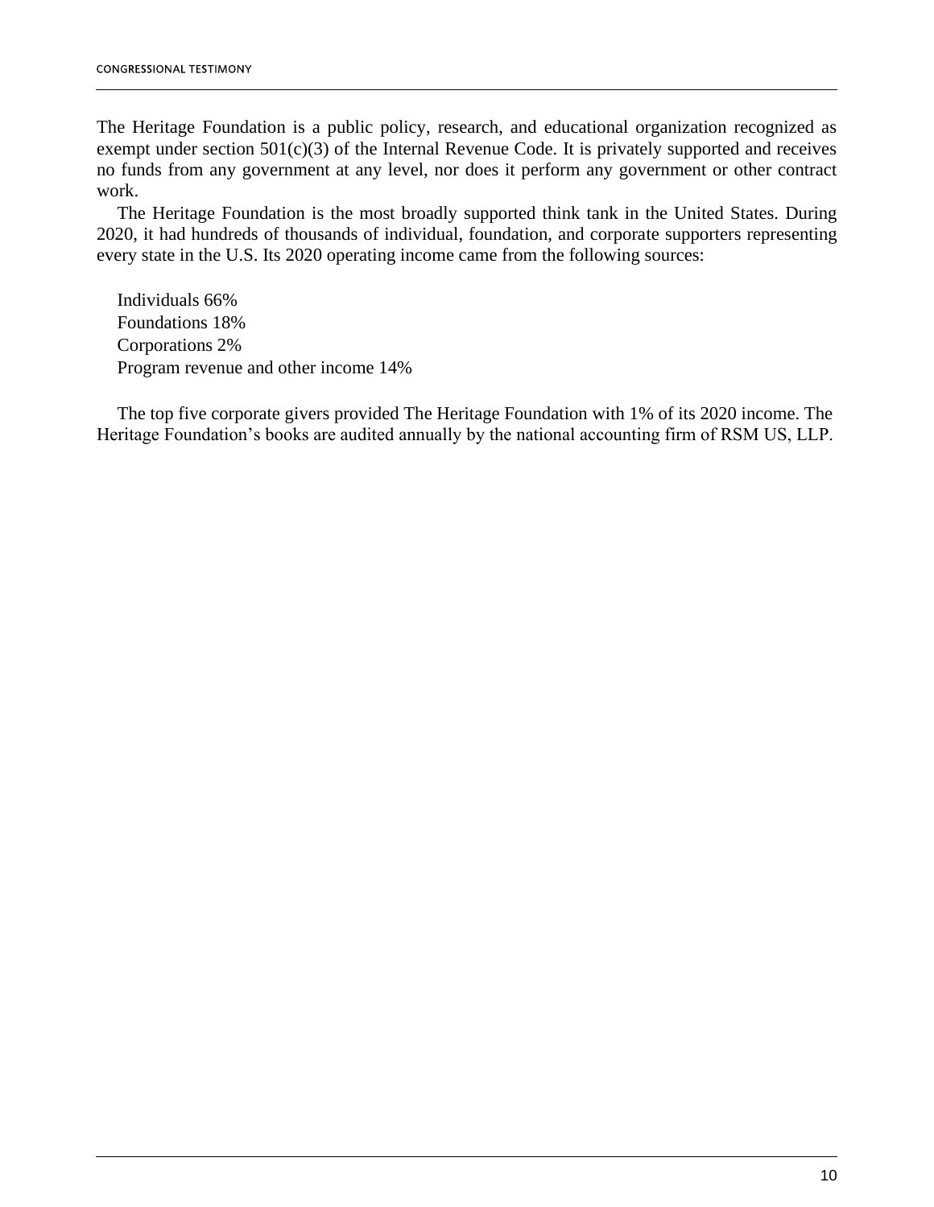The Heritage Foundation is a public policy, research, and educational organization recognized as exempt under section 501(c)(3) of the Internal Revenue Code. It is privately supported and receives no funds from any government at any level, nor does it perform any government or other contract work.

The Heritage Foundation is the most broadly supported think tank in the United States. During 2020, it had hundreds of thousands of individual, foundation, and corporate supporters representing every state in the U.S. Its 2020 operating income came from the following sources:

Individuals 66%
Foundations 18%
Corporations 2%
Program revenue and other income 14%

The top five corporate givers provided The Heritage Foundation with 1% of its 2020 income. The Heritage Foundation's books are audited annually by the national accounting firm of RSM US, LLP.